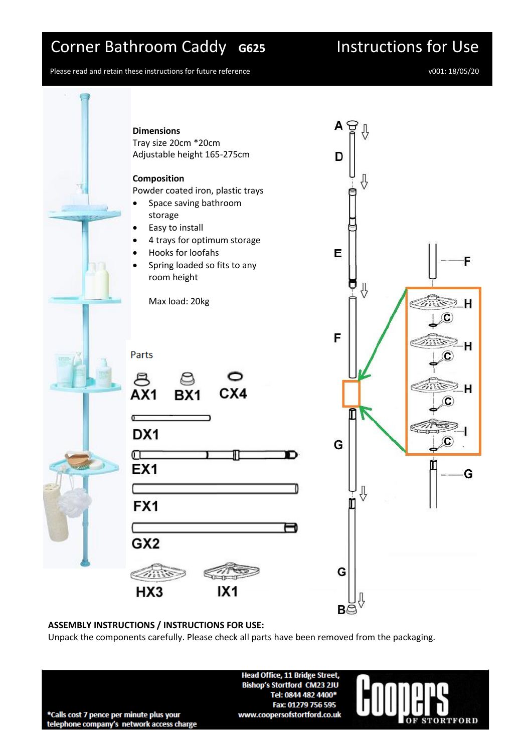# Corner Bathroom Caddy G625

# Instructions for Use

Please read and retain these instructions for future reference

v001: 18/05/20

**Dimensions**
Tray size 20cm *20cm
Adjustable height 165-275cm

**Composition**
Powder coated iron, plastic trays

- Space saving bathroom storage
- Easy to install
- 4 trays for optimum storage
- Hooks for loofahs
- Spring loaded so fits to any room height

Max load: 20kg

Parts

AX1 BX1 CX4

DX1

EX1

FX1

GX2

HX3 IX1

A D E F G G B F H C H C H C I C G

**ASSEMBLY INSTRUCTIONS / INSTRUCTIONS FOR USE:**
Unpack the components carefully. Please check all parts have been removed from the packaging.

*Calls cost 7 pence per minute plus your telephone company's network access charge

Head Office, 11 Bridge Street,
Bishop's Stortford CM23 2JU
Tel: 0844 482 4400*
Fax: 01279 756 595
www.coopersofstortford.co.uk

Coopers OF STORTFORD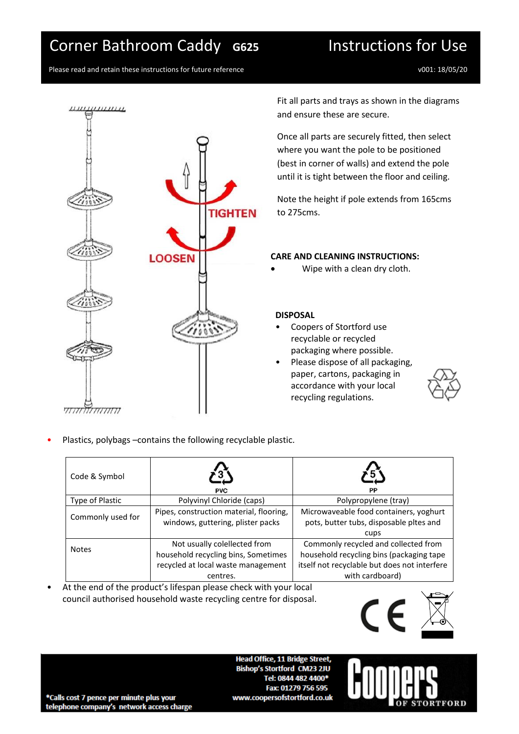# Corner Bathroom Caddy G625 — Instructions for Use

Please read and retain these instructions for future reference

v001: 18/05/20

TIGHTEN

LOOSEN

Fit all parts and trays as shown in the diagrams and ensure these are secure.

Once all parts are securely fitted, then select where you want the pole to be positioned (best in corner of walls) and extend the pole until it is tight between the floor and ceiling.

Note the height if pole extends from 165cms to 275cms.

**CARE AND CLEANING INSTRUCTIONS:**

- Wipe with a clean dry cloth.

**DISPOSAL**

- Coopers of Stortford use recyclable or recycled packaging where possible.
- Please dispose of all packaging, paper, cartons, packaging in accordance with your local recycling regulations.

- Plastics, polybags –contains the following recyclable plastic.

| Code & Symbol | 3 PVC | 5 PP |
|---|---|---|
| Type of Plastic | Polyvinyl Chloride (caps) | Polypropylene (tray) |
| Commonly used for | Pipes, construction material, flooring, windows, guttering, plister packs | Microwaveable food containers, yoghurt pots, butter tubs, disposable pltes and cups |
| Notes | Not usually colellected from household recycling bins, Sometimes recycled at local waste management centres. | Commonly recycled and collected from household recycling bins (packaging tape itself not recyclable but does not interfere with cardboard) |

- At the end of the product's lifespan please check with your local council authorised household waste recycling centre for disposal.

CE

*Calls cost 7 pence per minute plus your telephone company's network access charge

Head Office, 11 Bridge Street,
Bishop's Stortford CM23 2JU
Tel: 0844 482 4400*
Fax: 01279 756 595
www.coopersofstortford.co.uk

Coopers OF STORTFORD